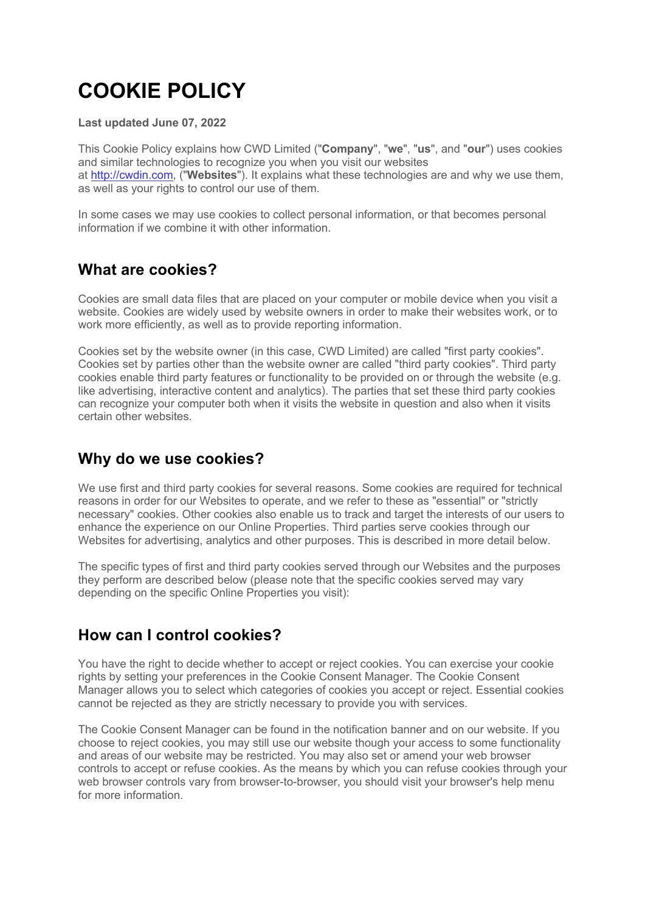# COOKIE POLICY

**Last updated June 07, 2022**

This Cookie Policy explains how CWD Limited ("**Company**", "**we**", "**us**", and "**our**") uses cookies and similar technologies to recognize you when you visit our websites at [http://cwdin.com](http://cwdin.com), ("**Websites**"). It explains what these technologies are and why we use them, as well as your rights to control our use of them.

In some cases we may use cookies to collect personal information, or that becomes personal information if we combine it with other information.

## What are cookies?

Cookies are small data files that are placed on your computer or mobile device when you visit a website. Cookies are widely used by website owners in order to make their websites work, or to work more efficiently, as well as to provide reporting information.

Cookies set by the website owner (in this case, CWD Limited) are called "first party cookies". Cookies set by parties other than the website owner are called "third party cookies". Third party cookies enable third party features or functionality to be provided on or through the website (e.g. like advertising, interactive content and analytics). The parties that set these third party cookies can recognize your computer both when it visits the website in question and also when it visits certain other websites.

## Why do we use cookies?

We use first and third party cookies for several reasons. Some cookies are required for technical reasons in order for our Websites to operate, and we refer to these as "essential" or "strictly necessary" cookies. Other cookies also enable us to track and target the interests of our users to enhance the experience on our Online Properties. Third parties serve cookies through our Websites for advertising, analytics and other purposes. This is described in more detail below.

The specific types of first and third party cookies served through our Websites and the purposes they perform are described below (please note that the specific cookies served may vary depending on the specific Online Properties you visit):

## How can I control cookies?

You have the right to decide whether to accept or reject cookies. You can exercise your cookie rights by setting your preferences in the Cookie Consent Manager. The Cookie Consent Manager allows you to select which categories of cookies you accept or reject. Essential cookies cannot be rejected as they are strictly necessary to provide you with services.

The Cookie Consent Manager can be found in the notification banner and on our website. If you choose to reject cookies, you may still use our website though your access to some functionality and areas of our website may be restricted. You may also set or amend your web browser controls to accept or refuse cookies. As the means by which you can refuse cookies through your web browser controls vary from browser-to-browser, you should visit your browser's help menu for more information.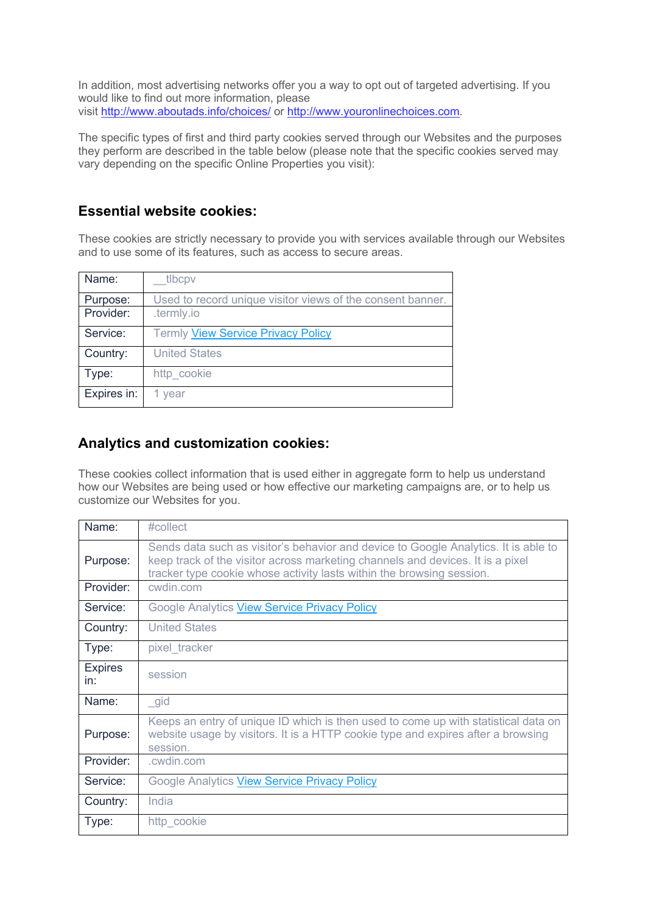In addition, most advertising networks offer you a way to opt out of targeted advertising. If you would like to find out more information, please visit http://www.aboutads.info/choices/ or http://www.youronlinechoices.com.

The specific types of first and third party cookies served through our Websites and the purposes they perform are described in the table below (please note that the specific cookies served may vary depending on the specific Online Properties you visit):

## Essential website cookies:

These cookies are strictly necessary to provide you with services available through our Websites and to use some of its features, such as access to secure areas.

| Name: | __tlbcpv |
|---|---|
| Purpose: | Used to record unique visitor views of the consent banner. |
| Provider: | .termly.io |
| Service: | Termly View Service Privacy Policy |
| Country: | United States |
| Type: | http_cookie |
| Expires in: | 1 year |

## Analytics and customization cookies:

These cookies collect information that is used either in aggregate form to help us understand how our Websites are being used or how effective our marketing campaigns are, or to help us customize our Websites for you.

| Name: | #collect |
|---|---|
| Purpose: | Sends data such as visitor's behavior and device to Google Analytics. It is able to keep track of the visitor across marketing channels and devices. It is a pixel tracker type cookie whose activity lasts within the browsing session. |
| Provider: | cwdin.com |
| Service: | Google Analytics View Service Privacy Policy |
| Country: | United States |
| Type: | pixel_tracker |
| Expires in: | session |
| Name: | _gid |
| Purpose: | Keeps an entry of unique ID which is then used to come up with statistical data on website usage by visitors. It is a HTTP cookie type and expires after a browsing session. |
| Provider: | .cwdin.com |
| Service: | Google Analytics View Service Privacy Policy |
| Country: | India |
| Type: | http_cookie |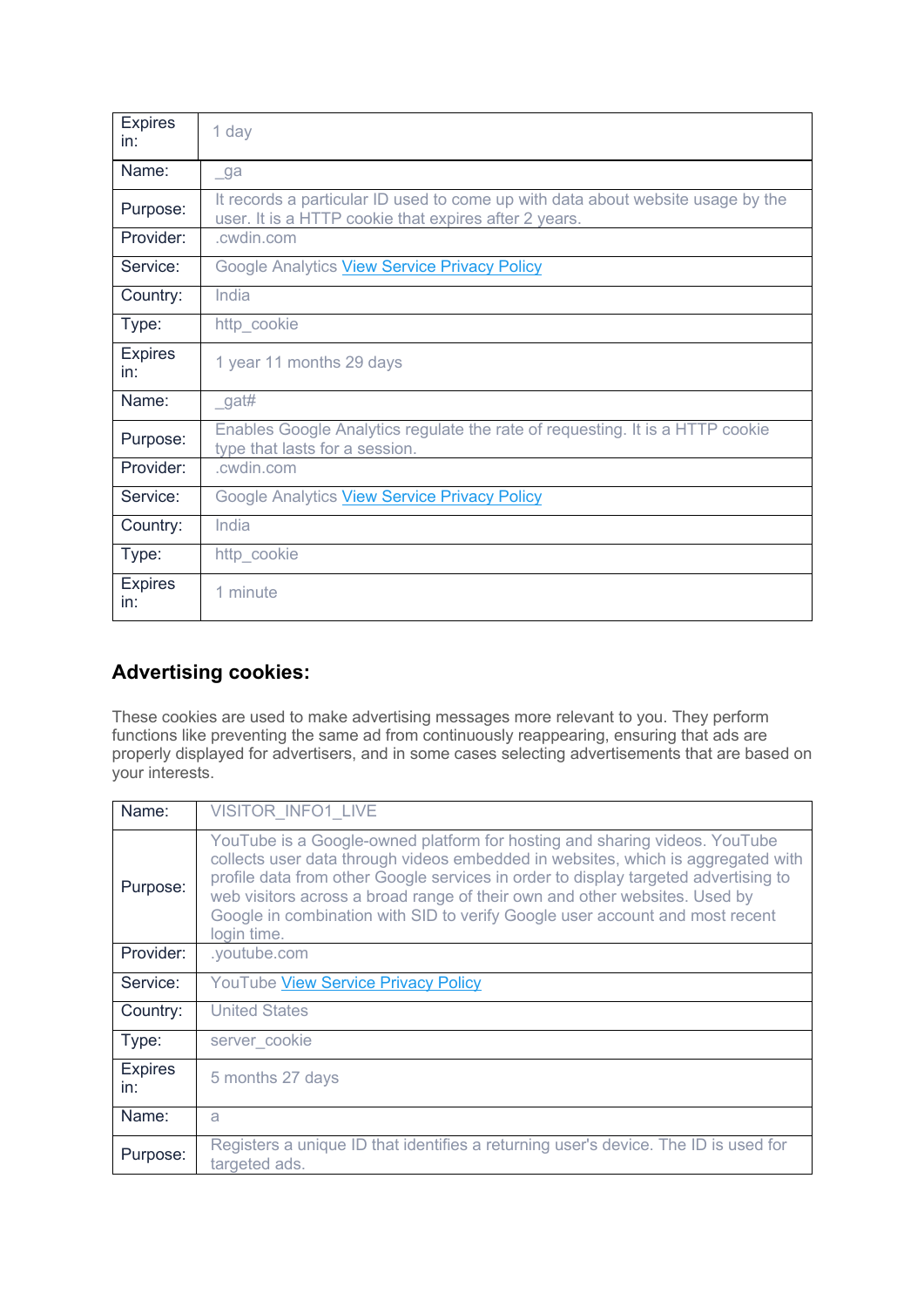| | |
|---|---|
| Expires in: | 1 day |
| Name: | _ga |
| Purpose: | It records a particular ID used to come up with data about website usage by the user. It is a HTTP cookie that expires after 2 years. |
| Provider: | .cwdin.com |
| Service: | Google Analytics View Service Privacy Policy |
| Country: | India |
| Type: | http_cookie |
| Expires in: | 1 year 11 months 29 days |
| Name: | _gat# |
| Purpose: | Enables Google Analytics regulate the rate of requesting. It is a HTTP cookie type that lasts for a session. |
| Provider: | .cwdin.com |
| Service: | Google Analytics View Service Privacy Policy |
| Country: | India |
| Type: | http_cookie |
| Expires in: | 1 minute |

## Advertising cookies:

These cookies are used to make advertising messages more relevant to you. They perform functions like preventing the same ad from continuously reappearing, ensuring that ads are properly displayed for advertisers, and in some cases selecting advertisements that are based on your interests.

| | |
|---|---|
| Name: | VISITOR_INFO1_LIVE |
| Purpose: | YouTube is a Google-owned platform for hosting and sharing videos. YouTube collects user data through videos embedded in websites, which is aggregated with profile data from other Google services in order to display targeted advertising to web visitors across a broad range of their own and other websites. Used by Google in combination with SID to verify Google user account and most recent login time. |
| Provider: | .youtube.com |
| Service: | YouTube View Service Privacy Policy |
| Country: | United States |
| Type: | server_cookie |
| Expires in: | 5 months 27 days |
| Name: | a |
| Purpose: | Registers a unique ID that identifies a returning user's device. The ID is used for targeted ads. |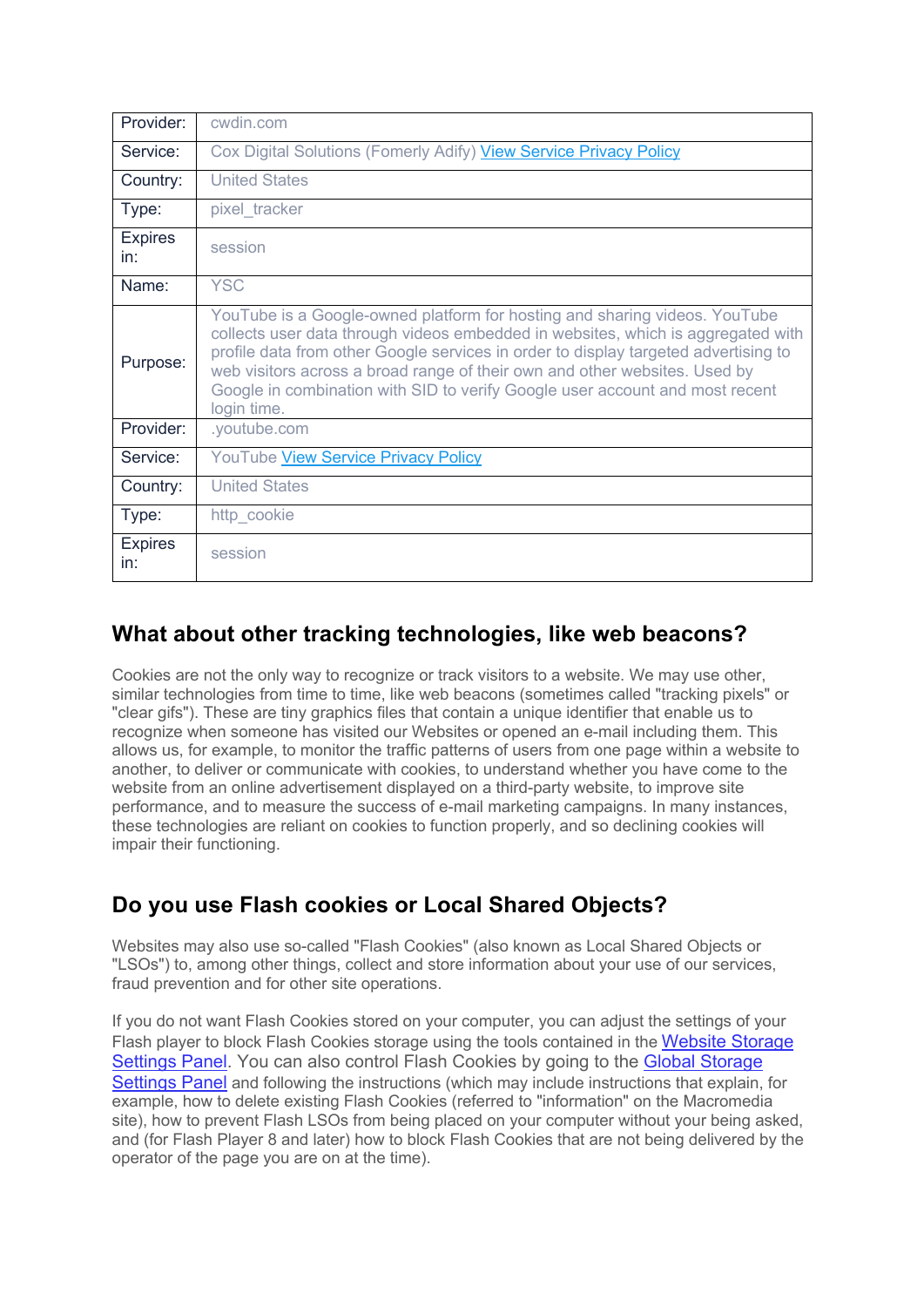| | |
|---|---|
| Provider: | cwdin.com |
| Service: | Cox Digital Solutions (Fomerly Adify) [View Service Privacy Policy]() |
| Country: | United States |
| Type: | pixel_tracker |
| Expires in: | session |
| Name: | YSC |
| Purpose: | YouTube is a Google-owned platform for hosting and sharing videos. YouTube collects user data through videos embedded in websites, which is aggregated with profile data from other Google services in order to display targeted advertising to web visitors across a broad range of their own and other websites. Used by Google in combination with SID to verify Google user account and most recent login time. |
| Provider: | .youtube.com |
| Service: | YouTube [View Service Privacy Policy]() |
| Country: | United States |
| Type: | http_cookie |
| Expires in: | session |

## What about other tracking technologies, like web beacons?

Cookies are not the only way to recognize or track visitors to a website. We may use other, similar technologies from time to time, like web beacons (sometimes called "tracking pixels" or "clear gifs"). These are tiny graphics files that contain a unique identifier that enable us to recognize when someone has visited our Websites or opened an e-mail including them. This allows us, for example, to monitor the traffic patterns of users from one page within a website to another, to deliver or communicate with cookies, to understand whether you have come to the website from an online advertisement displayed on a third-party website, to improve site performance, and to measure the success of e-mail marketing campaigns. In many instances, these technologies are reliant on cookies to function properly, and so declining cookies will impair their functioning.

## Do you use Flash cookies or Local Shared Objects?

Websites may also use so-called "Flash Cookies" (also known as Local Shared Objects or "LSOs") to, among other things, collect and store information about your use of our services, fraud prevention and for other site operations.

If you do not want Flash Cookies stored on your computer, you can adjust the settings of your Flash player to block Flash Cookies storage using the tools contained in the [Website Storage Settings Panel](). You can also control Flash Cookies by going to the [Global Storage Settings Panel]() and following the instructions (which may include instructions that explain, for example, how to delete existing Flash Cookies (referred to "information" on the Macromedia site), how to prevent Flash LSOs from being placed on your computer without your being asked, and (for Flash Player 8 and later) how to block Flash Cookies that are not being delivered by the operator of the page you are on at the time).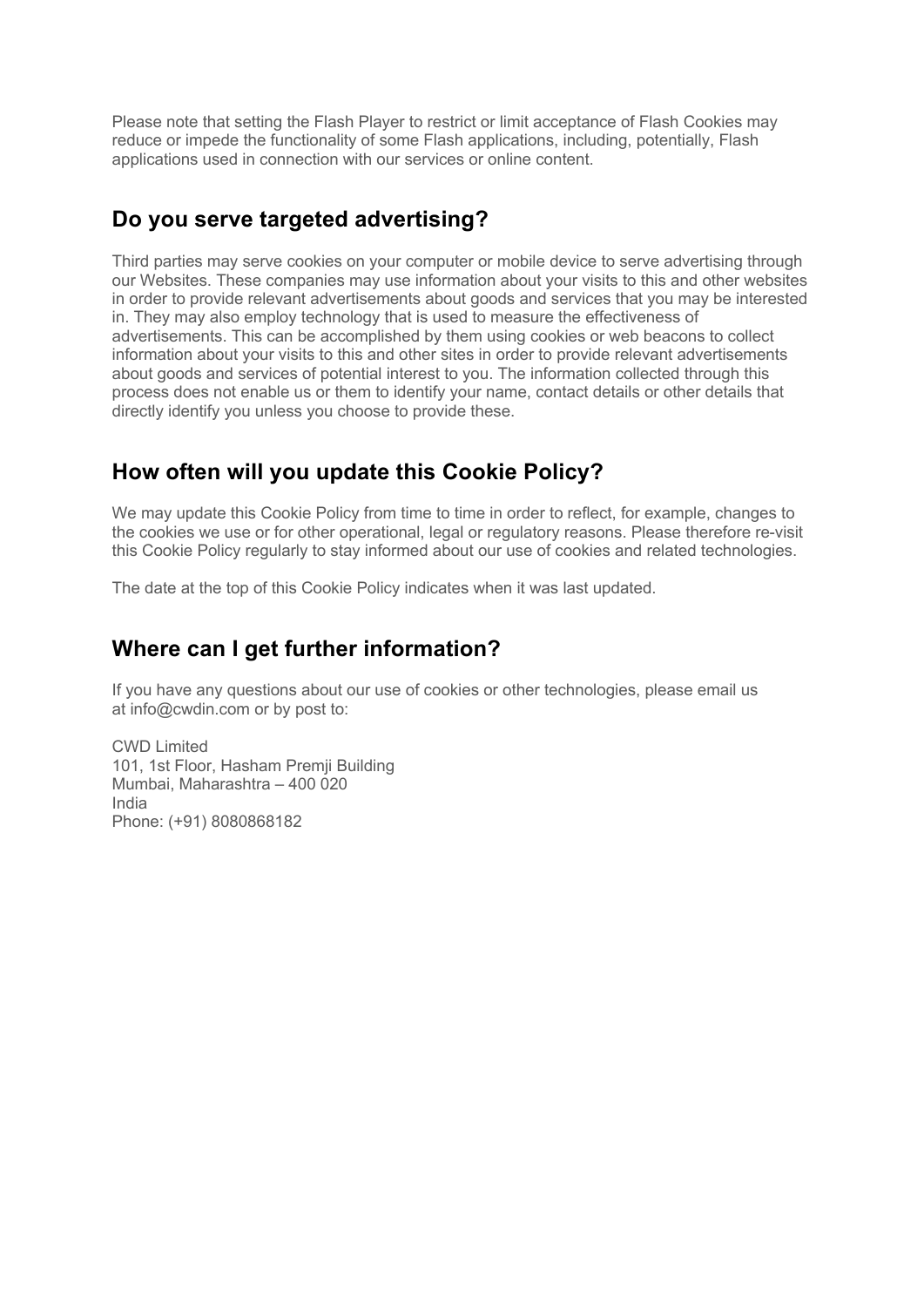Please note that setting the Flash Player to restrict or limit acceptance of Flash Cookies may reduce or impede the functionality of some Flash applications, including, potentially, Flash applications used in connection with our services or online content.

## Do you serve targeted advertising?

Third parties may serve cookies on your computer or mobile device to serve advertising through our Websites. These companies may use information about your visits to this and other websites in order to provide relevant advertisements about goods and services that you may be interested in. They may also employ technology that is used to measure the effectiveness of advertisements. This can be accomplished by them using cookies or web beacons to collect information about your visits to this and other sites in order to provide relevant advertisements about goods and services of potential interest to you. The information collected through this process does not enable us or them to identify your name, contact details or other details that directly identify you unless you choose to provide these.

## How often will you update this Cookie Policy?

We may update this Cookie Policy from time to time in order to reflect, for example, changes to the cookies we use or for other operational, legal or regulatory reasons. Please therefore re-visit this Cookie Policy regularly to stay informed about our use of cookies and related technologies.

The date at the top of this Cookie Policy indicates when it was last updated.

## Where can I get further information?

If you have any questions about our use of cookies or other technologies, please email us at info@cwdin.com or by post to:

CWD Limited
101, 1st Floor, Hasham Premji Building
Mumbai, Maharashtra – 400 020
India
Phone: (+91) 8080868182